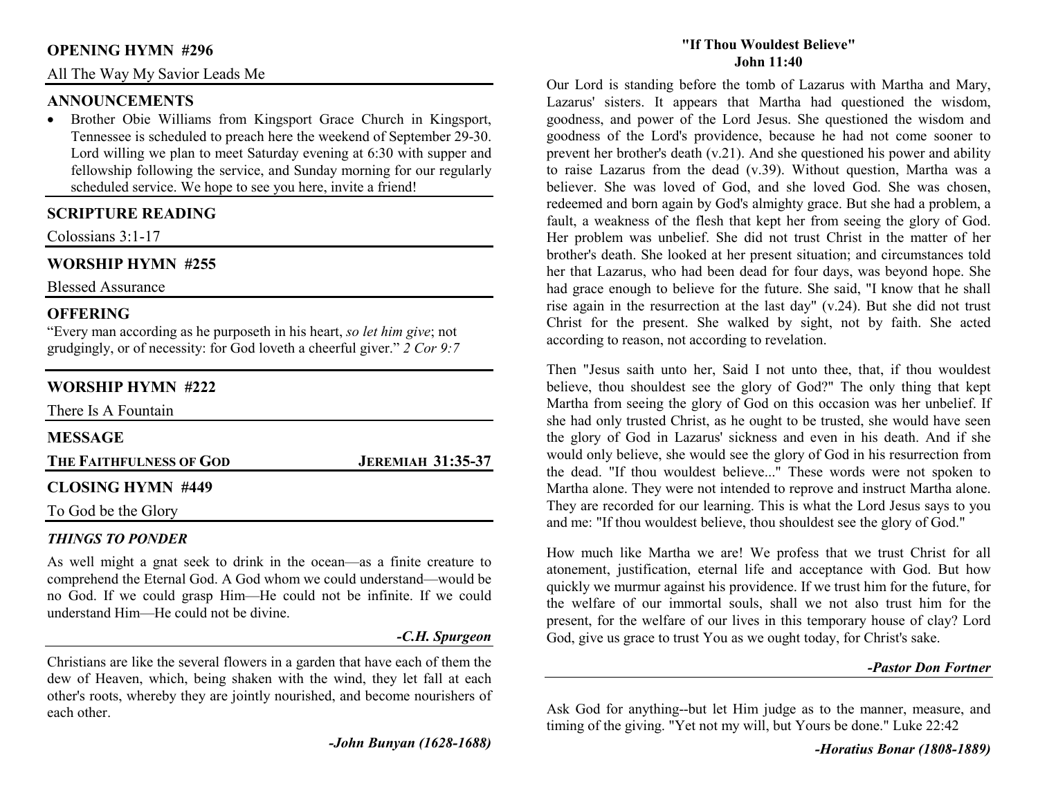## OPENING HYMN #296

All The Way My Savior Leads Me

## ANNOUNCEMENTS

- Brother Obie Williams from Kingsport Grace Church in Kingsport, Tennessee is scheduled to preach here the weekend of September 29-30. Lord willing we plan to meet Saturday evening at 6:30 with supper and fellowship following the service, and Sunday morning for our regularly scheduled service. We hope to see you here, invite a friend!

## SCRIPTURE READING

Colossians 3:1-17

## WORSHIP HYMN #255

Blessed Assurance

## OFFERING

"Every man according as he purposeth in his heart, *so let him give*; not grudgingly, or of necessity: for God loveth a cheerful giver." *2 Cor 9:7*

## WORSHIP HYMN #222

There Is A Fountain

## MESSAGE

**THE FAITHFULNESS OF GOD** — **JEREMIAH 31:35-37**

## CLOSING HYMN #449

To God be the Glory

### *THINGS TO PONDER*

As well might a gnat seek to drink in the ocean—as a finite creature to comprehend the Eternal God. A God whom we could understand—would be no God. If we could grasp Him—He could not be infinite. If we could understand Him—He could not be divine.

***-C.H. Spurgeon***

Christians are like the several flowers in a garden that have each of them the dew of Heaven, which, being shaken with the wind, they let fall at each other's roots, whereby they are jointly nourished, and become nourishers of each other.

***-John Bunyan (1628-1688)***

## "If Thou Wouldest Believe"
**John 11:40**

Our Lord is standing before the tomb of Lazarus with Martha and Mary, Lazarus' sisters. It appears that Martha had questioned the wisdom, goodness, and power of the Lord Jesus. She questioned the wisdom and goodness of the Lord's providence, because he had not come sooner to prevent her brother's death (v.21). And she questioned his power and ability to raise Lazarus from the dead (v.39). Without question, Martha was a believer. She was loved of God, and she loved God. She was chosen, redeemed and born again by God's almighty grace. But she had a problem, a fault, a weakness of the flesh that kept her from seeing the glory of God. Her problem was unbelief. She did not trust Christ in the matter of her brother's death. She looked at her present situation; and circumstances told her that Lazarus, who had been dead for four days, was beyond hope. She had grace enough to believe for the future. She said, "I know that he shall rise again in the resurrection at the last day" (v.24). But she did not trust Christ for the present. She walked by sight, not by faith. She acted according to reason, not according to revelation.

Then "Jesus saith unto her, Said I not unto thee, that, if thou wouldest believe, thou shouldest see the glory of God?" The only thing that kept Martha from seeing the glory of God on this occasion was her unbelief. If she had only trusted Christ, as he ought to be trusted, she would have seen the glory of God in Lazarus' sickness and even in his death. And if she would only believe, she would see the glory of God in his resurrection from the dead. "If thou wouldest believe..." These words were not spoken to Martha alone. They were not intended to reprove and instruct Martha alone. They are recorded for our learning. This is what the Lord Jesus says to you and me: "If thou wouldest believe, thou shouldest see the glory of God."

How much like Martha we are! We profess that we trust Christ for all atonement, justification, eternal life and acceptance with God. But how quickly we murmur against his providence. If we trust him for the future, for the welfare of our immortal souls, shall we not also trust him for the present, for the welfare of our lives in this temporary house of clay? Lord God, give us grace to trust You as we ought today, for Christ's sake.

***-Pastor Don Fortner***

Ask God for anything--but let Him judge as to the manner, measure, and timing of the giving. "Yet not my will, but Yours be done." Luke 22:42

***-Horatius Bonar (1808-1889)***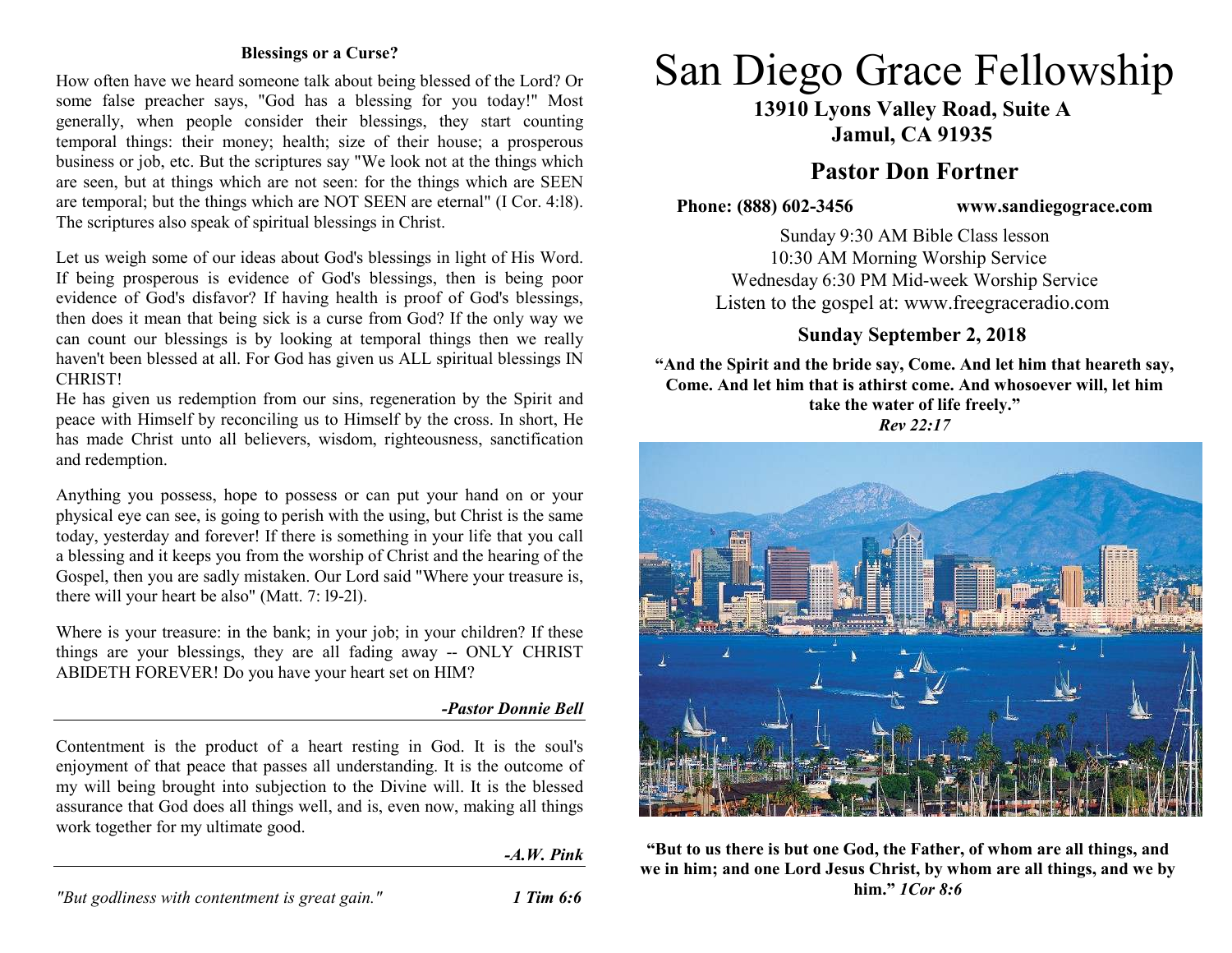**Blessings or a Curse?**

How often have we heard someone talk about being blessed of the Lord? Or some false preacher says, "God has a blessing for you today!" Most generally, when people consider their blessings, they start counting temporal things: their money; health; size of their house; a prosperous business or job, etc. But the scriptures say "We look not at the things which are seen, but at things which are not seen: for the things which are SEEN are temporal; but the things which are NOT SEEN are eternal" (I Cor. 4:l8). The scriptures also speak of spiritual blessings in Christ.

Let us weigh some of our ideas about God's blessings in light of His Word. If being prosperous is evidence of God's blessings, then is being poor evidence of God's disfavor? If having health is proof of God's blessings, then does it mean that being sick is a curse from God? If the only way we can count our blessings is by looking at temporal things then we really haven't been blessed at all. For God has given us ALL spiritual blessings IN CHRIST!

He has given us redemption from our sins, regeneration by the Spirit and peace with Himself by reconciling us to Himself by the cross. In short, He has made Christ unto all believers, wisdom, righteousness, sanctification and redemption.

Anything you possess, hope to possess or can put your hand on or your physical eye can see, is going to perish with the using, but Christ is the same today, yesterday and forever! If there is something in your life that you call a blessing and it keeps you from the worship of Christ and the hearing of the Gospel, then you are sadly mistaken. Our Lord said "Where your treasure is, there will your heart be also" (Matt. 7: l9-2l).

Where is your treasure: in the bank; in your job; in your children? If these things are your blessings, they are all fading away -- ONLY CHRIST ABIDETH FOREVER! Do you have your heart set on HIM?

***-Pastor Donnie Bell***

---

Contentment is the product of a heart resting in God. It is the soul's enjoyment of that peace that passes all understanding. It is the outcome of my will being brought into subjection to the Divine will. It is the blessed assurance that God does all things well, and is, even now, making all things work together for my ultimate good.

***-A.W. Pink***

---

*"But godliness with contentment is great gain."* ***1 Tim 6:6***

# San Diego Grace Fellowship

**13910 Lyons Valley Road, Suite A**
**Jamul, CA 91935**

## Pastor Don Fortner

**Phone: (888) 602-3456** **www.sandiegograce.com**

Sunday 9:30 AM Bible Class lesson
10:30 AM Morning Worship Service
Wednesday 6:30 PM Mid-week Worship Service
Listen to the gospel at: www.freegraceradio.com

### Sunday September 2, 2018

**"And the Spirit and the bride say, Come. And let him that heareth say, Come. And let him that is athirst come. And whosoever will, let him take the water of life freely."**
***Rev 22:17***

**"But to us there is but one God, the Father, of whom are all things, and we in him; and one Lord Jesus Christ, by whom are all things, and we by him."** ***1Cor 8:6***